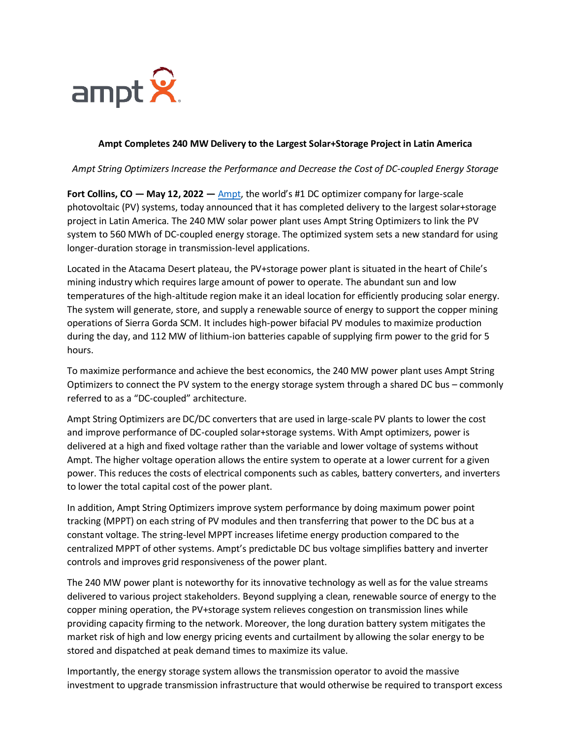**Ampt Completes 240 MW Delivery to the Largest Solar+Storage Project in Latin America**

*Ampt String Optimizers Increase the Performance and Decrease the Cost of DC-coupled Energy Storage*

**Fort Collins, CO — May 12, 2022 —** Ampt, the world's #1 DC optimizer company for large-scale photovoltaic (PV) systems, today announced that it has completed delivery to the largest solar+storage project in Latin America. The 240 MW solar power plant uses Ampt String Optimizers to link the PV system to 560 MWh of DC-coupled energy storage. The optimized system sets a new standard for using longer-duration storage in transmission-level applications.

Located in the Atacama Desert plateau, the PV+storage power plant is situated in the heart of Chile's mining industry which requires large amount of power to operate. The abundant sun and low temperatures of the high-altitude region make it an ideal location for efficiently producing solar energy. The system will generate, store, and supply a renewable source of energy to support the copper mining operations of Sierra Gorda SCM. It includes high-power bifacial PV modules to maximize production during the day, and 112 MW of lithium-ion batteries capable of supplying firm power to the grid for 5 hours.

To maximize performance and achieve the best economics, the 240 MW power plant uses Ampt String Optimizers to connect the PV system to the energy storage system through a shared DC bus – commonly referred to as a "DC-coupled" architecture.

Ampt String Optimizers are DC/DC converters that are used in large-scale PV plants to lower the cost and improve performance of DC-coupled solar+storage systems. With Ampt optimizers, power is delivered at a high and fixed voltage rather than the variable and lower voltage of systems without Ampt. The higher voltage operation allows the entire system to operate at a lower current for a given power. This reduces the costs of electrical components such as cables, battery converters, and inverters to lower the total capital cost of the power plant.

In addition, Ampt String Optimizers improve system performance by doing maximum power point tracking (MPPT) on each string of PV modules and then transferring that power to the DC bus at a constant voltage. The string-level MPPT increases lifetime energy production compared to the centralized MPPT of other systems. Ampt's predictable DC bus voltage simplifies battery and inverter controls and improves grid responsiveness of the power plant.

The 240 MW power plant is noteworthy for its innovative technology as well as for the value streams delivered to various project stakeholders. Beyond supplying a clean, renewable source of energy to the copper mining operation, the PV+storage system relieves congestion on transmission lines while providing capacity firming to the network. Moreover, the long duration battery system mitigates the market risk of high and low energy pricing events and curtailment by allowing the solar energy to be stored and dispatched at peak demand times to maximize its value.

Importantly, the energy storage system allows the transmission operator to avoid the massive investment to upgrade transmission infrastructure that would otherwise be required to transport excess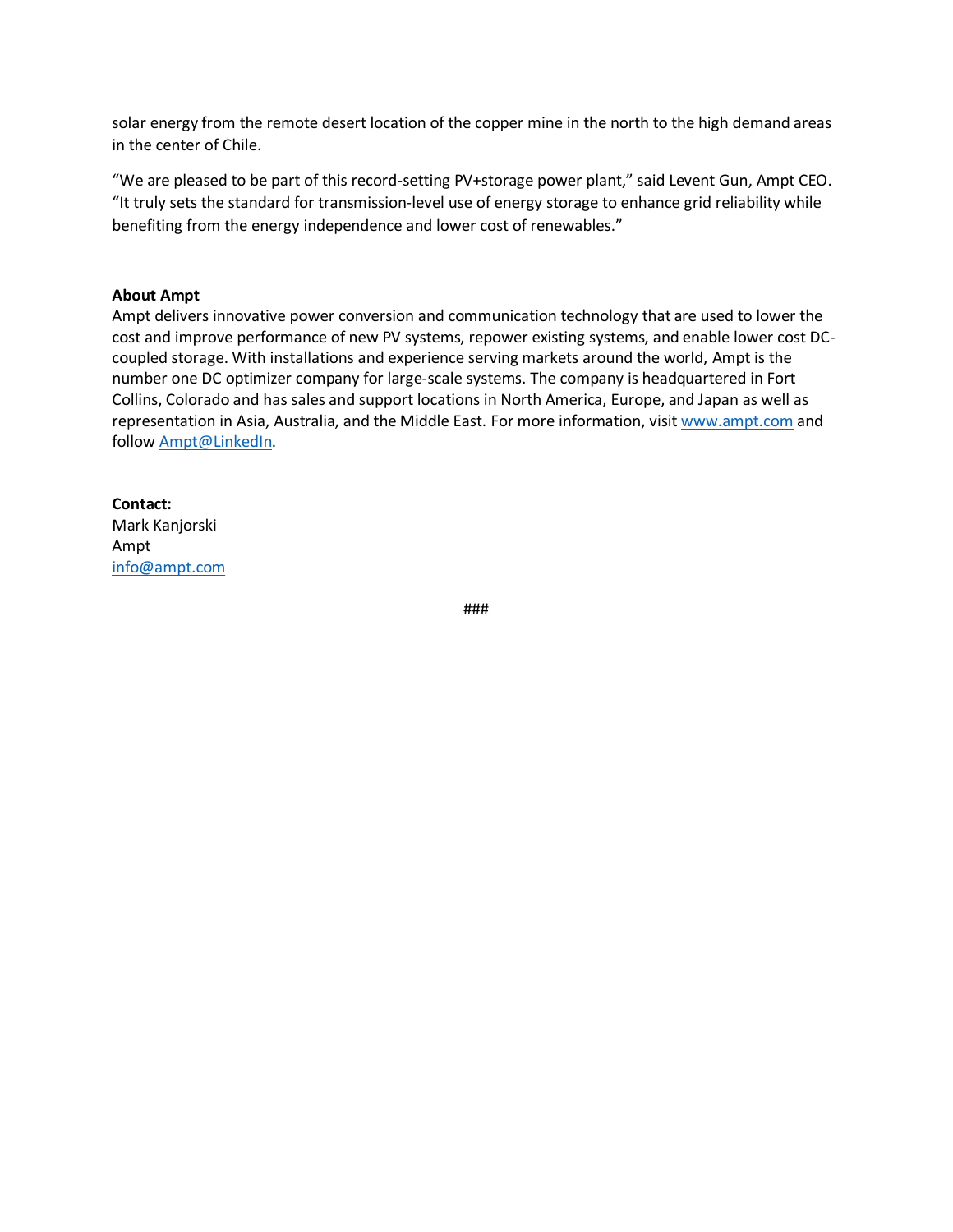solar energy from the remote desert location of the copper mine in the north to the high demand areas in the center of Chile.

“We are pleased to be part of this record-setting PV+storage power plant,” said Levent Gun, Ampt CEO. “It truly sets the standard for transmission-level use of energy storage to enhance grid reliability while benefiting from the energy independence and lower cost of renewables.”

**About Ampt**
Ampt delivers innovative power conversion and communication technology that are used to lower the cost and improve performance of new PV systems, repower existing systems, and enable lower cost DC-coupled storage. With installations and experience serving markets around the world, Ampt is the number one DC optimizer company for large-scale systems. The company is headquartered in Fort Collins, Colorado and has sales and support locations in North America, Europe, and Japan as well as representation in Asia, Australia, and the Middle East. For more information, visit [www.ampt.com](http://www.ampt.com) and follow Ampt@LinkedIn.

**Contact:**
Mark Kanjorski
Ampt
[info@ampt.com](mailto:info@ampt.com)

###